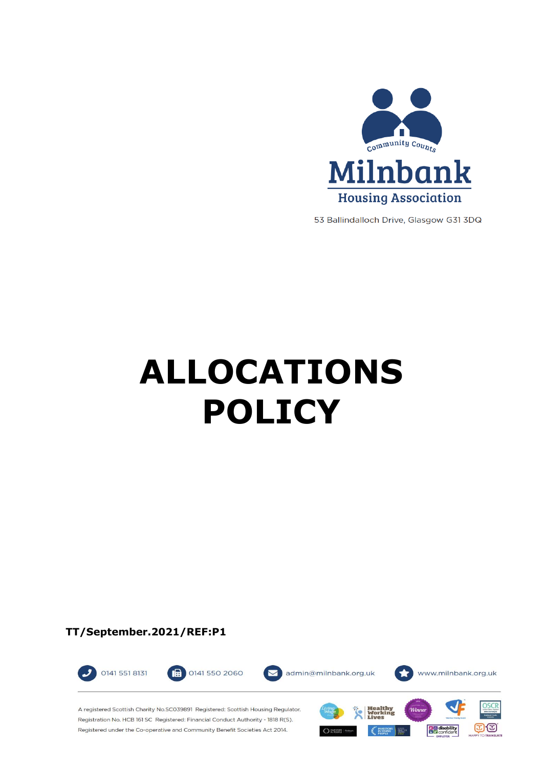Community Counts

**Milnbank**

**Housing Association**

53 Ballindalloch Drive, Glasgow G31 3DQ

# ALLOCATIONS POLICY

**TT/September.2021/REF:P1**

0141 551 8131 | 0141 550 2060 | admin@milnbank.org.uk | www.milnbank.org.uk

A registered Scottish Charity No.SC039891 Registered: Scottish Housing Regulator. Registration No. HCB 161 SC Registered: Financial Conduct Authority - 1818 R(S). Registered under the Co-operative and Community Benefit Societies Act 2014.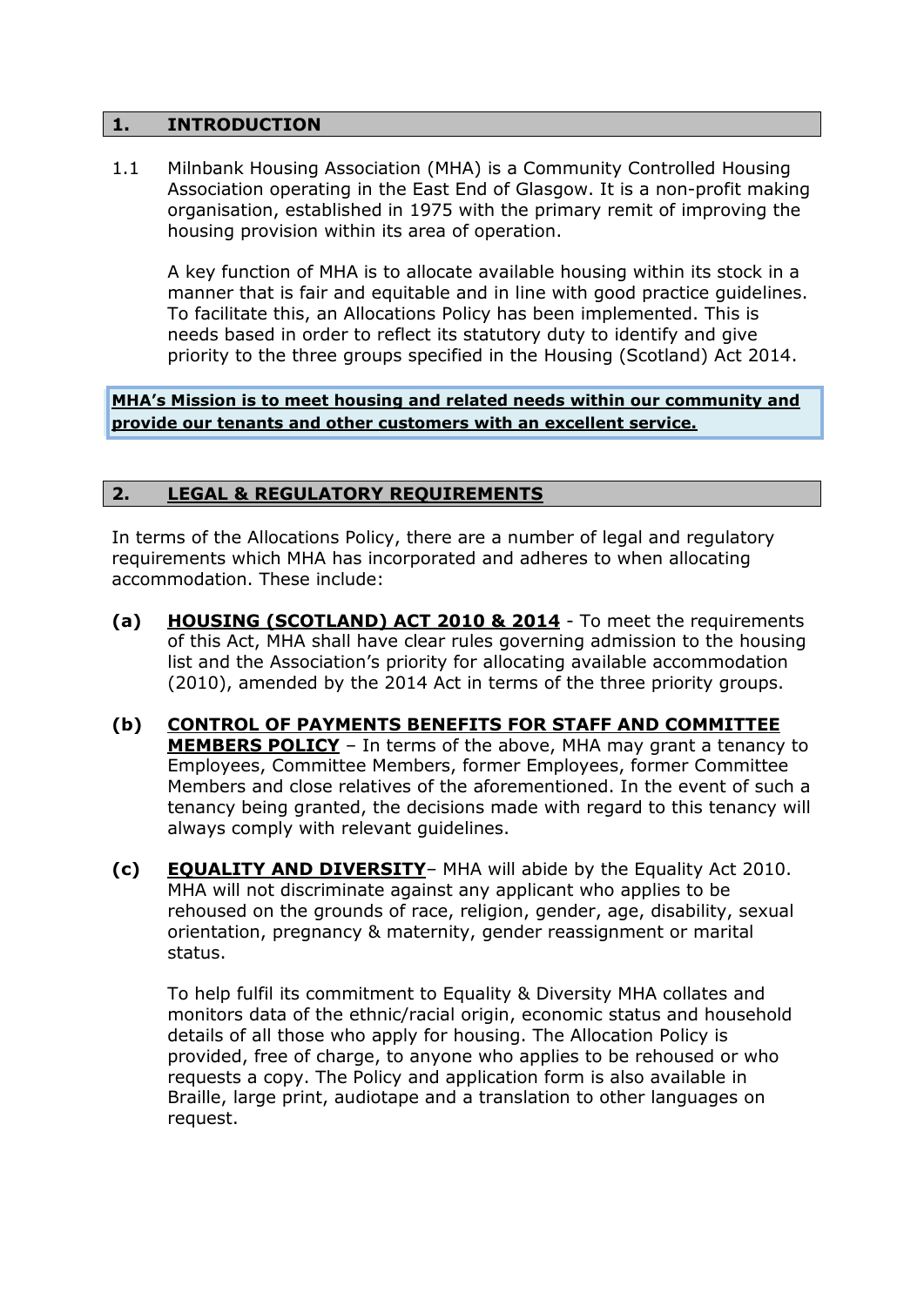## 1. INTRODUCTION

1.1 Milnbank Housing Association (MHA) is a Community Controlled Housing Association operating in the East End of Glasgow. It is a non-profit making organisation, established in 1975 with the primary remit of improving the housing provision within its area of operation.

A key function of MHA is to allocate available housing within its stock in a manner that is fair and equitable and in line with good practice guidelines. To facilitate this, an Allocations Policy has been implemented. This is needs based in order to reflect its statutory duty to identify and give priority to the three groups specified in the Housing (Scotland) Act 2014.

**MHA's Mission is to meet housing and related needs within our community and provide our tenants and other customers with an excellent service.**

## 2. LEGAL & REGULATORY REQUIREMENTS

In terms of the Allocations Policy, there are a number of legal and regulatory requirements which MHA has incorporated and adheres to when allocating accommodation. These include:

**(a)** **HOUSING (SCOTLAND) ACT 2010 & 2014** - To meet the requirements of this Act, MHA shall have clear rules governing admission to the housing list and the Association's priority for allocating available accommodation (2010), amended by the 2014 Act in terms of the three priority groups.

**(b)** **CONTROL OF PAYMENTS BENEFITS FOR STAFF AND COMMITTEE MEMBERS POLICY** – In terms of the above, MHA may grant a tenancy to Employees, Committee Members, former Employees, former Committee Members and close relatives of the aforementioned. In the event of such a tenancy being granted, the decisions made with regard to this tenancy will always comply with relevant guidelines.

**(c)** **EQUALITY AND DIVERSITY**– MHA will abide by the Equality Act 2010. MHA will not discriminate against any applicant who applies to be rehoused on the grounds of race, religion, gender, age, disability, sexual orientation, pregnancy & maternity, gender reassignment or marital status.

To help fulfil its commitment to Equality & Diversity MHA collates and monitors data of the ethnic/racial origin, economic status and household details of all those who apply for housing. The Allocation Policy is provided, free of charge, to anyone who applies to be rehoused or who requests a copy. The Policy and application form is also available in Braille, large print, audiotape and a translation to other languages on request.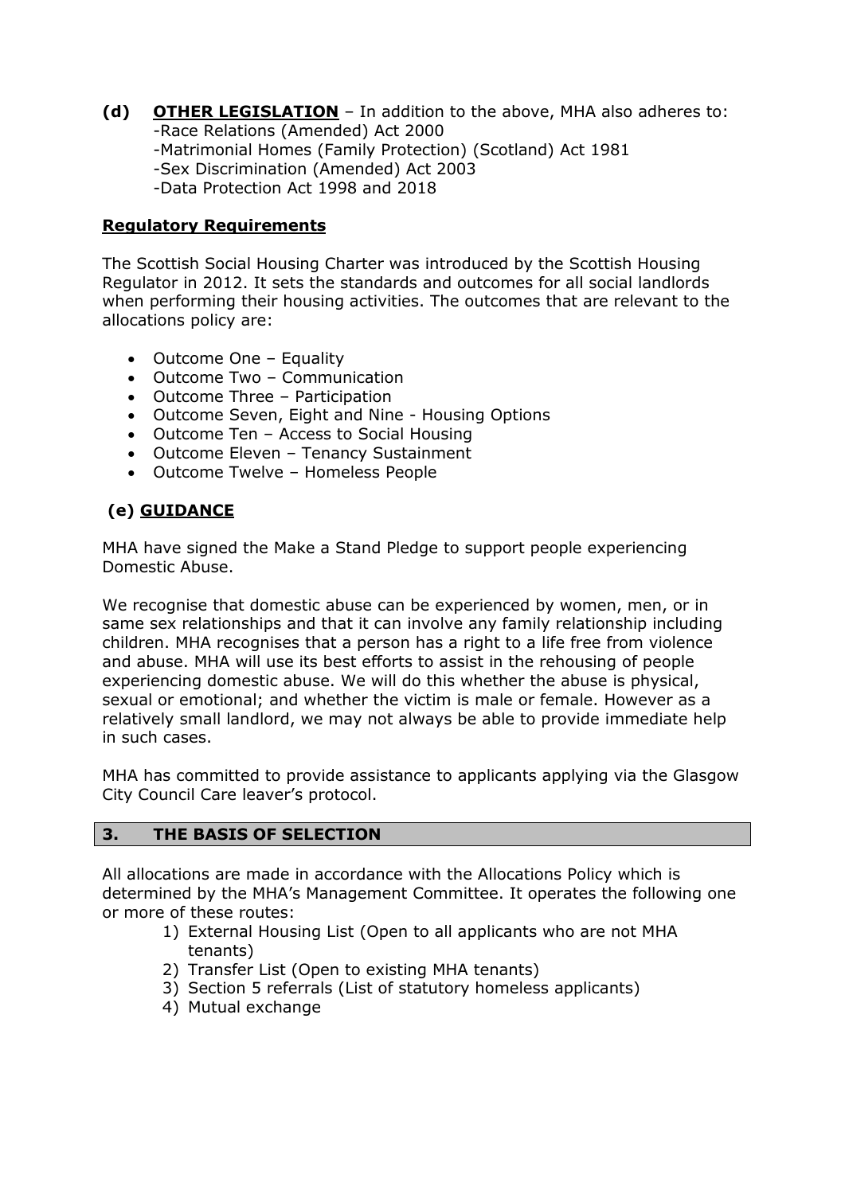**(d)** **<u>OTHER LEGISLATION</u>** – In addition to the above, MHA also adheres to:
-Race Relations (Amended) Act 2000
-Matrimonial Homes (Family Protection) (Scotland) Act 1981
-Sex Discrimination (Amended) Act 2003
-Data Protection Act 1998 and 2018

**<u>Regulatory Requirements</u>**

The Scottish Social Housing Charter was introduced by the Scottish Housing Regulator in 2012. It sets the standards and outcomes for all social landlords when performing their housing activities. The outcomes that are relevant to the allocations policy are:

- Outcome One – Equality
- Outcome Two – Communication
- Outcome Three – Participation
- Outcome Seven, Eight and Nine - Housing Options
- Outcome Ten – Access to Social Housing
- Outcome Eleven – Tenancy Sustainment
- Outcome Twelve – Homeless People

**(e) <u>GUIDANCE</u>**

MHA have signed the Make a Stand Pledge to support people experiencing Domestic Abuse.

We recognise that domestic abuse can be experienced by women, men, or in same sex relationships and that it can involve any family relationship including children. MHA recognises that a person has a right to a life free from violence and abuse. MHA will use its best efforts to assist in the rehousing of people experiencing domestic abuse. We will do this whether the abuse is physical, sexual or emotional; and whether the victim is male or female. However as a relatively small landlord, we may not always be able to provide immediate help in such cases.

MHA has committed to provide assistance to applicants applying via the Glasgow City Council Care leaver's protocol.

## 3. THE BASIS OF SELECTION

All allocations are made in accordance with the Allocations Policy which is determined by the MHA's Management Committee. It operates the following one or more of these routes:

1) External Housing List (Open to all applicants who are not MHA tenants)
2) Transfer List (Open to existing MHA tenants)
3) Section 5 referrals (List of statutory homeless applicants)
4) Mutual exchange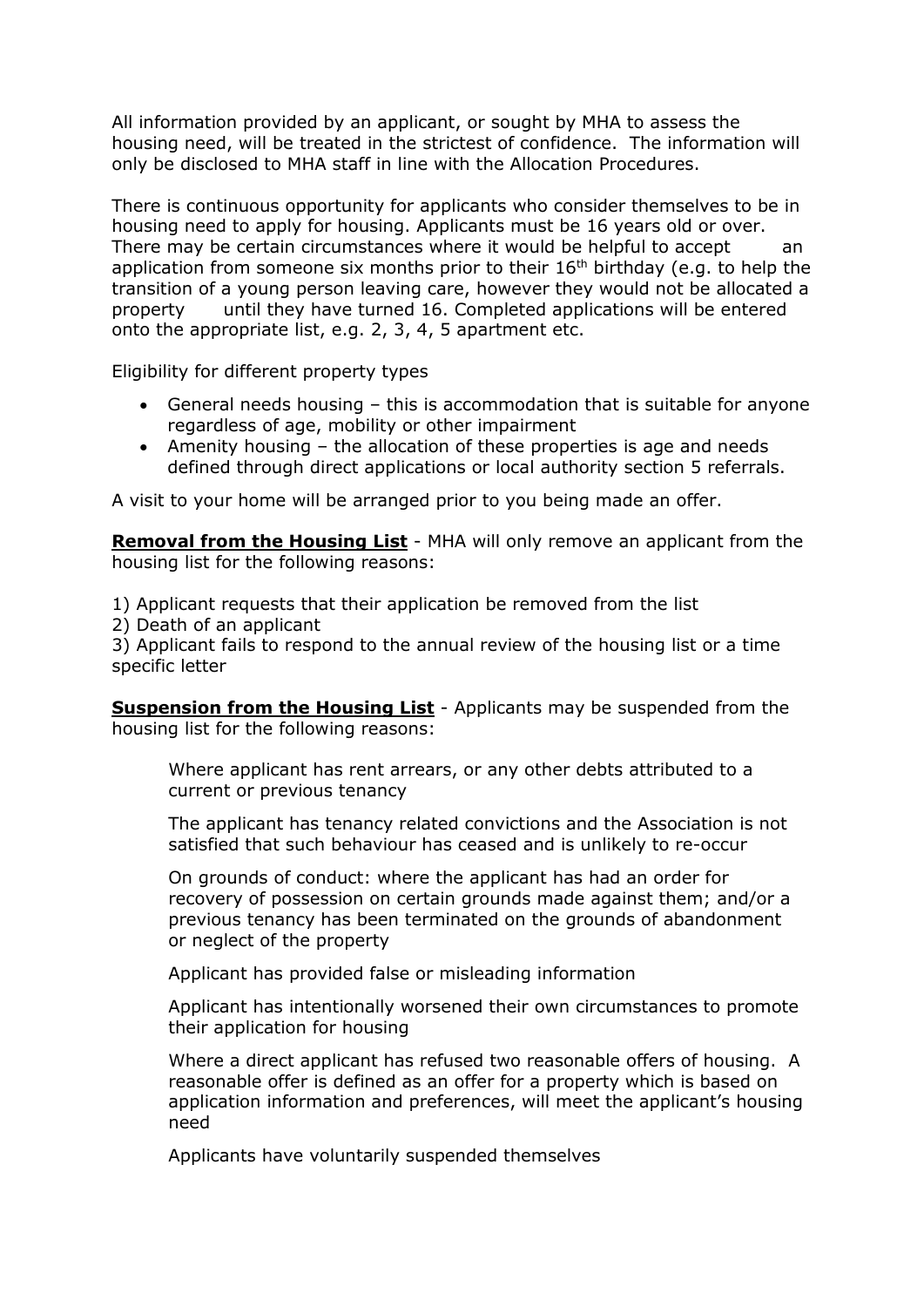All information provided by an applicant, or sought by MHA to assess the housing need, will be treated in the strictest of confidence. The information will only be disclosed to MHA staff in line with the Allocation Procedures.

There is continuous opportunity for applicants who consider themselves to be in housing need to apply for housing. Applicants must be 16 years old or over. There may be certain circumstances where it would be helpful to accept an application from someone six months prior to their 16th birthday (e.g. to help the transition of a young person leaving care, however they would not be allocated a property until they have turned 16. Completed applications will be entered onto the appropriate list, e.g. 2, 3, 4, 5 apartment etc.

Eligibility for different property types

- General needs housing – this is accommodation that is suitable for anyone regardless of age, mobility or other impairment
- Amenity housing – the allocation of these properties is age and needs defined through direct applications or local authority section 5 referrals.

A visit to your home will be arranged prior to you being made an offer.

**Removal from the Housing List** - MHA will only remove an applicant from the housing list for the following reasons:

1) Applicant requests that their application be removed from the list
2) Death of an applicant
3) Applicant fails to respond to the annual review of the housing list or a time specific letter

**Suspension from the Housing List** - Applicants may be suspended from the housing list for the following reasons:

Where applicant has rent arrears, or any other debts attributed to a current or previous tenancy

The applicant has tenancy related convictions and the Association is not satisfied that such behaviour has ceased and is unlikely to re-occur

On grounds of conduct: where the applicant has had an order for recovery of possession on certain grounds made against them; and/or a previous tenancy has been terminated on the grounds of abandonment or neglect of the property

Applicant has provided false or misleading information

Applicant has intentionally worsened their own circumstances to promote their application for housing

Where a direct applicant has refused two reasonable offers of housing. A reasonable offer is defined as an offer for a property which is based on application information and preferences, will meet the applicant's housing need

Applicants have voluntarily suspended themselves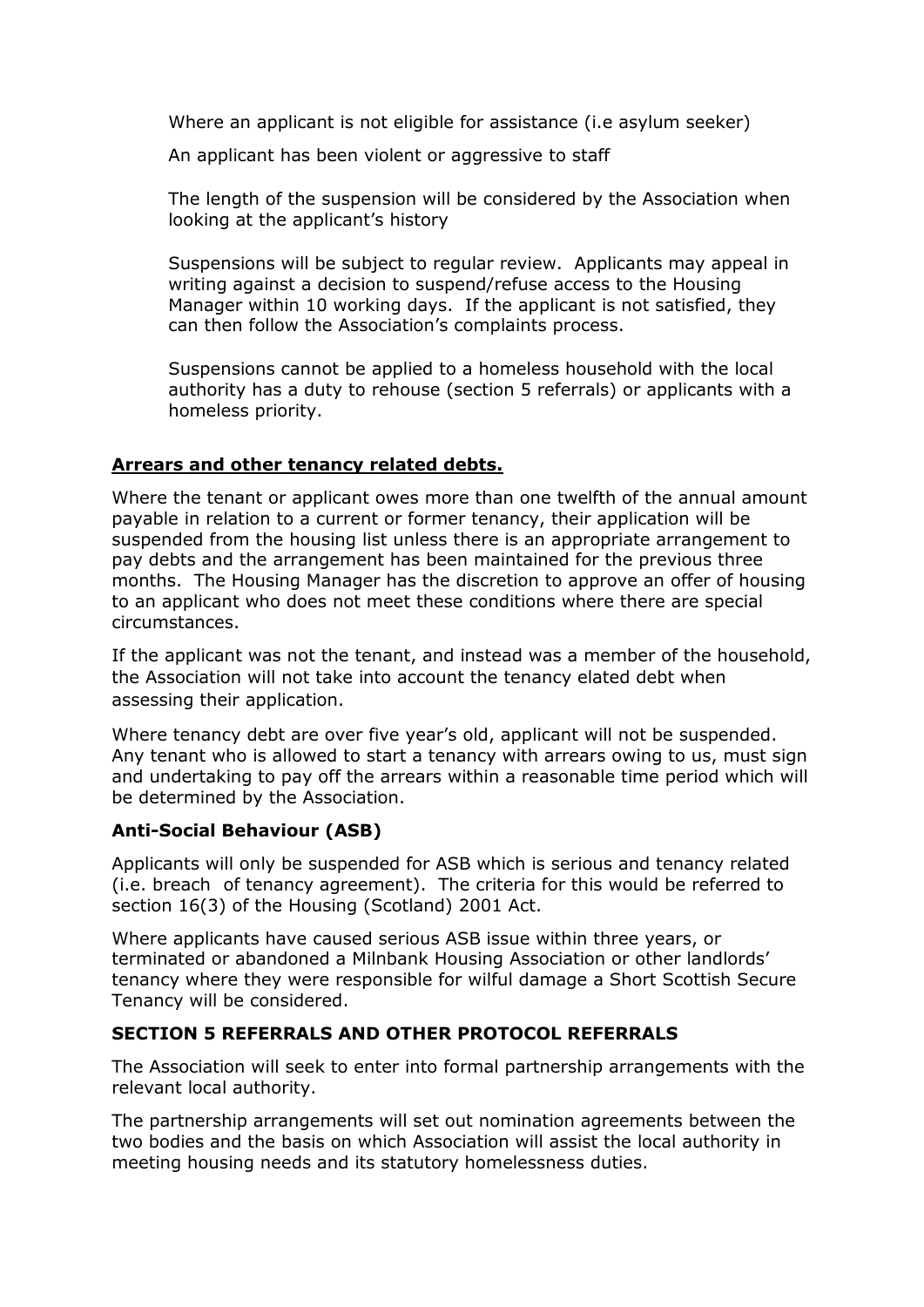Where an applicant is not eligible for assistance (i.e asylum seeker)

An applicant has been violent or aggressive to staff

The length of the suspension will be considered by the Association when looking at the applicant's history

Suspensions will be subject to regular review. Applicants may appeal in writing against a decision to suspend/refuse access to the Housing Manager within 10 working days. If the applicant is not satisfied, they can then follow the Association's complaints process.

Suspensions cannot be applied to a homeless household with the local authority has a duty to rehouse (section 5 referrals) or applicants with a homeless priority.

**Arrears and other tenancy related debts.**

Where the tenant or applicant owes more than one twelfth of the annual amount payable in relation to a current or former tenancy, their application will be suspended from the housing list unless there is an appropriate arrangement to pay debts and the arrangement has been maintained for the previous three months. The Housing Manager has the discretion to approve an offer of housing to an applicant who does not meet these conditions where there are special circumstances.

If the applicant was not the tenant, and instead was a member of the household, the Association will not take into account the tenancy elated debt when assessing their application.

Where tenancy debt are over five year's old, applicant will not be suspended. Any tenant who is allowed to start a tenancy with arrears owing to us, must sign and undertaking to pay off the arrears within a reasonable time period which will be determined by the Association.

**Anti-Social Behaviour (ASB)**

Applicants will only be suspended for ASB which is serious and tenancy related (i.e. breach of tenancy agreement). The criteria for this would be referred to section 16(3) of the Housing (Scotland) 2001 Act.

Where applicants have caused serious ASB issue within three years, or terminated or abandoned a Milnbank Housing Association or other landlords' tenancy where they were responsible for wilful damage a Short Scottish Secure Tenancy will be considered.

**SECTION 5 REFERRALS AND OTHER PROTOCOL REFERRALS**

The Association will seek to enter into formal partnership arrangements with the relevant local authority.

The partnership arrangements will set out nomination agreements between the two bodies and the basis on which Association will assist the local authority in meeting housing needs and its statutory homelessness duties.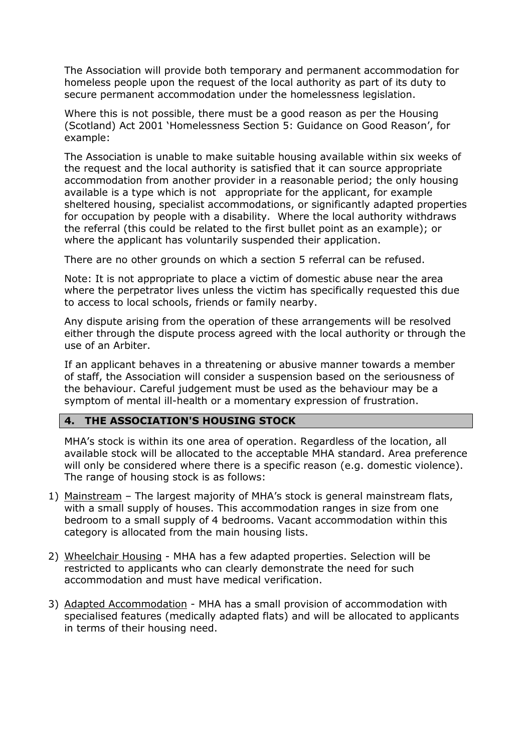The Association will provide both temporary and permanent accommodation for homeless people upon the request of the local authority as part of its duty to secure permanent accommodation under the homelessness legislation.

Where this is not possible, there must be a good reason as per the Housing (Scotland) Act 2001 'Homelessness Section 5: Guidance on Good Reason', for example:

The Association is unable to make suitable housing available within six weeks of the request and the local authority is satisfied that it can source appropriate accommodation from another provider in a reasonable period; the only housing available is a type which is not appropriate for the applicant, for example sheltered housing, specialist accommodations, or significantly adapted properties for occupation by people with a disability. Where the local authority withdraws the referral (this could be related to the first bullet point as an example); or where the applicant has voluntarily suspended their application.

There are no other grounds on which a section 5 referral can be refused.

Note: It is not appropriate to place a victim of domestic abuse near the area where the perpetrator lives unless the victim has specifically requested this due to access to local schools, friends or family nearby.

Any dispute arising from the operation of these arrangements will be resolved either through the dispute process agreed with the local authority or through the use of an Arbiter.

If an applicant behaves in a threatening or abusive manner towards a member of staff, the Association will consider a suspension based on the seriousness of the behaviour. Careful judgement must be used as the behaviour may be a symptom of mental ill-health or a momentary expression of frustration.

## 4. THE ASSOCIATION'S HOUSING STOCK

MHA's stock is within its one area of operation. Regardless of the location, all available stock will be allocated to the acceptable MHA standard. Area preference will only be considered where there is a specific reason (e.g. domestic violence). The range of housing stock is as follows:

1) Mainstream – The largest majority of MHA's stock is general mainstream flats, with a small supply of houses. This accommodation ranges in size from one bedroom to a small supply of 4 bedrooms. Vacant accommodation within this category is allocated from the main housing lists.

2) Wheelchair Housing - MHA has a few adapted properties. Selection will be restricted to applicants who can clearly demonstrate the need for such accommodation and must have medical verification.

3) Adapted Accommodation - MHA has a small provision of accommodation with specialised features (medically adapted flats) and will be allocated to applicants in terms of their housing need.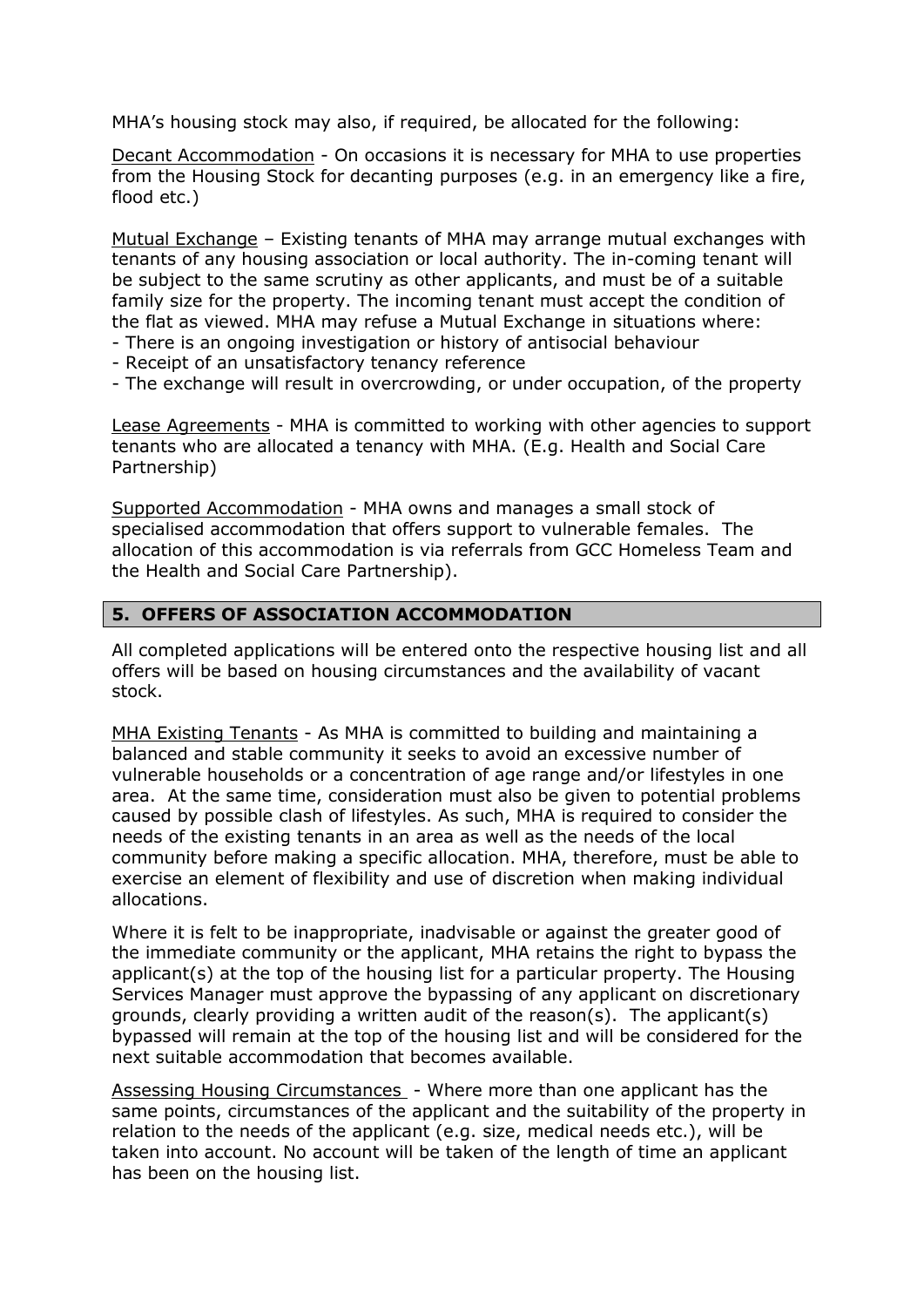MHA's housing stock may also, if required, be allocated for the following:

Decant Accommodation - On occasions it is necessary for MHA to use properties from the Housing Stock for decanting purposes (e.g. in an emergency like a fire, flood etc.)

Mutual Exchange – Existing tenants of MHA may arrange mutual exchanges with tenants of any housing association or local authority. The in-coming tenant will be subject to the same scrutiny as other applicants, and must be of a suitable family size for the property. The incoming tenant must accept the condition of the flat as viewed. MHA may refuse a Mutual Exchange in situations where:

- There is an ongoing investigation or history of antisocial behaviour
- Receipt of an unsatisfactory tenancy reference
- The exchange will result in overcrowding, or under occupation, of the property

Lease Agreements - MHA is committed to working with other agencies to support tenants who are allocated a tenancy with MHA. (E.g. Health and Social Care Partnership)

Supported Accommodation - MHA owns and manages a small stock of specialised accommodation that offers support to vulnerable females. The allocation of this accommodation is via referrals from GCC Homeless Team and the Health and Social Care Partnership).

## 5. OFFERS OF ASSOCIATION ACCOMMODATION

All completed applications will be entered onto the respective housing list and all offers will be based on housing circumstances and the availability of vacant stock.

MHA Existing Tenants - As MHA is committed to building and maintaining a balanced and stable community it seeks to avoid an excessive number of vulnerable households or a concentration of age range and/or lifestyles in one area. At the same time, consideration must also be given to potential problems caused by possible clash of lifestyles. As such, MHA is required to consider the needs of the existing tenants in an area as well as the needs of the local community before making a specific allocation. MHA, therefore, must be able to exercise an element of flexibility and use of discretion when making individual allocations.

Where it is felt to be inappropriate, inadvisable or against the greater good of the immediate community or the applicant, MHA retains the right to bypass the applicant(s) at the top of the housing list for a particular property. The Housing Services Manager must approve the bypassing of any applicant on discretionary grounds, clearly providing a written audit of the reason(s). The applicant(s) bypassed will remain at the top of the housing list and will be considered for the next suitable accommodation that becomes available.

Assessing Housing Circumstances - Where more than one applicant has the same points, circumstances of the applicant and the suitability of the property in relation to the needs of the applicant (e.g. size, medical needs etc.), will be taken into account. No account will be taken of the length of time an applicant has been on the housing list.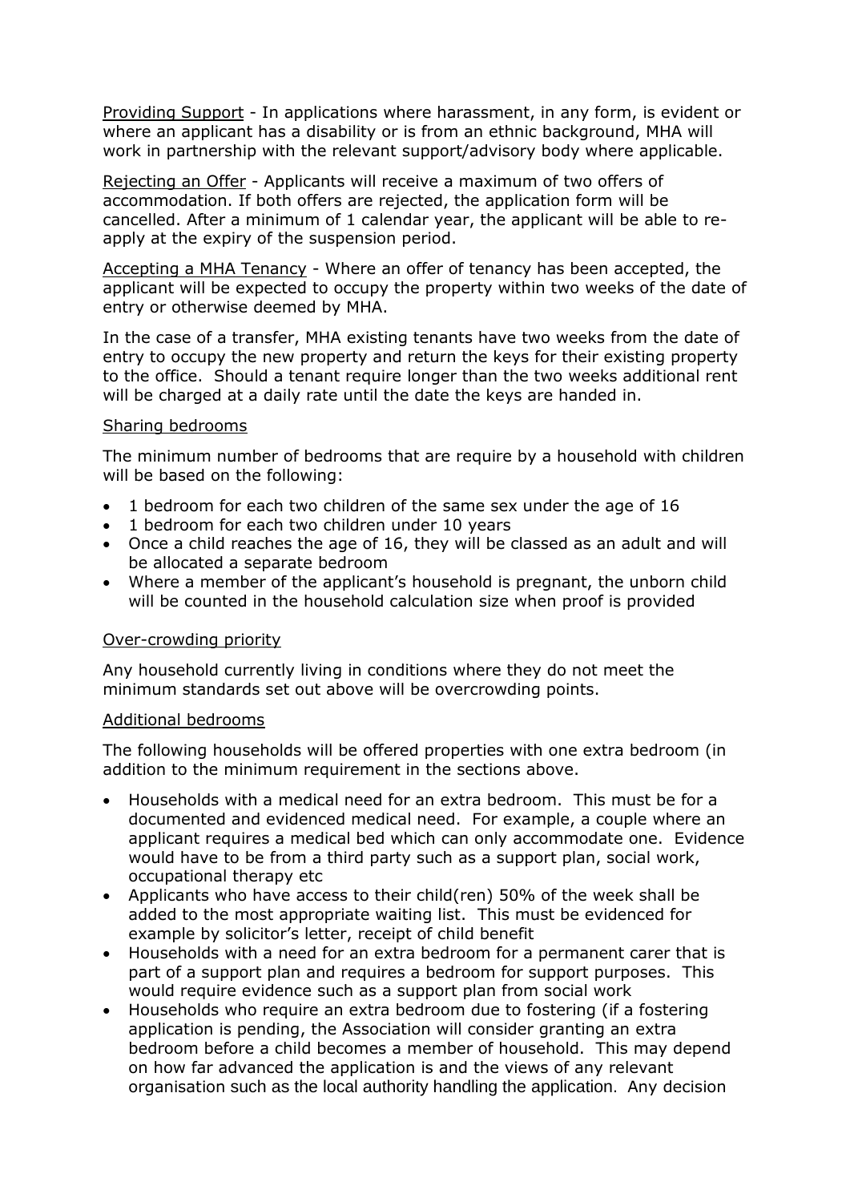Providing Support - In applications where harassment, in any form, is evident or where an applicant has a disability or is from an ethnic background, MHA will work in partnership with the relevant support/advisory body where applicable.

Rejecting an Offer - Applicants will receive a maximum of two offers of accommodation. If both offers are rejected, the application form will be cancelled. After a minimum of 1 calendar year, the applicant will be able to re-apply at the expiry of the suspension period.

Accepting a MHA Tenancy - Where an offer of tenancy has been accepted, the applicant will be expected to occupy the property within two weeks of the date of entry or otherwise deemed by MHA.

In the case of a transfer, MHA existing tenants have two weeks from the date of entry to occupy the new property and return the keys for their existing property to the office. Should a tenant require longer than the two weeks additional rent will be charged at a daily rate until the date the keys are handed in.

Sharing bedrooms

The minimum number of bedrooms that are require by a household with children will be based on the following:

- 1 bedroom for each two children of the same sex under the age of 16
- 1 bedroom for each two children under 10 years
- Once a child reaches the age of 16, they will be classed as an adult and will be allocated a separate bedroom
- Where a member of the applicant's household is pregnant, the unborn child will be counted in the household calculation size when proof is provided

Over-crowding priority

Any household currently living in conditions where they do not meet the minimum standards set out above will be overcrowding points.

Additional bedrooms

The following households will be offered properties with one extra bedroom (in addition to the minimum requirement in the sections above.

- Households with a medical need for an extra bedroom. This must be for a documented and evidenced medical need. For example, a couple where an applicant requires a medical bed which can only accommodate one. Evidence would have to be from a third party such as a support plan, social work, occupational therapy etc
- Applicants who have access to their child(ren) 50% of the week shall be added to the most appropriate waiting list. This must be evidenced for example by solicitor's letter, receipt of child benefit
- Households with a need for an extra bedroom for a permanent carer that is part of a support plan and requires a bedroom for support purposes. This would require evidence such as a support plan from social work
- Households who require an extra bedroom due to fostering (if a fostering application is pending, the Association will consider granting an extra bedroom before a child becomes a member of household. This may depend on how far advanced the application is and the views of any relevant organisation such as the local authority handling the application. Any decision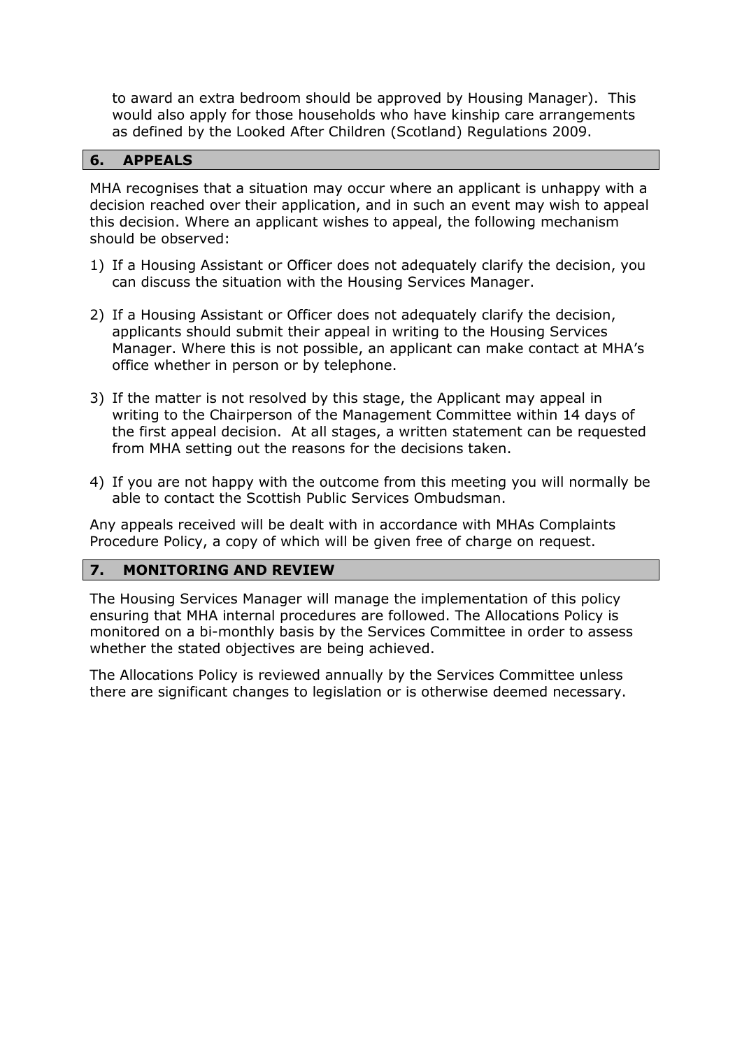to award an extra bedroom should be approved by Housing Manager). This would also apply for those households who have kinship care arrangements as defined by the Looked After Children (Scotland) Regulations 2009.

## 6. APPEALS

MHA recognises that a situation may occur where an applicant is unhappy with a decision reached over their application, and in such an event may wish to appeal this decision. Where an applicant wishes to appeal, the following mechanism should be observed:

1) If a Housing Assistant or Officer does not adequately clarify the decision, you can discuss the situation with the Housing Services Manager.

2) If a Housing Assistant or Officer does not adequately clarify the decision, applicants should submit their appeal in writing to the Housing Services Manager. Where this is not possible, an applicant can make contact at MHA's office whether in person or by telephone.

3) If the matter is not resolved by this stage, the Applicant may appeal in writing to the Chairperson of the Management Committee within 14 days of the first appeal decision. At all stages, a written statement can be requested from MHA setting out the reasons for the decisions taken.

4) If you are not happy with the outcome from this meeting you will normally be able to contact the Scottish Public Services Ombudsman.

Any appeals received will be dealt with in accordance with MHAs Complaints Procedure Policy, a copy of which will be given free of charge on request.

## 7. MONITORING AND REVIEW

The Housing Services Manager will manage the implementation of this policy ensuring that MHA internal procedures are followed. The Allocations Policy is monitored on a bi-monthly basis by the Services Committee in order to assess whether the stated objectives are being achieved.

The Allocations Policy is reviewed annually by the Services Committee unless there are significant changes to legislation or is otherwise deemed necessary.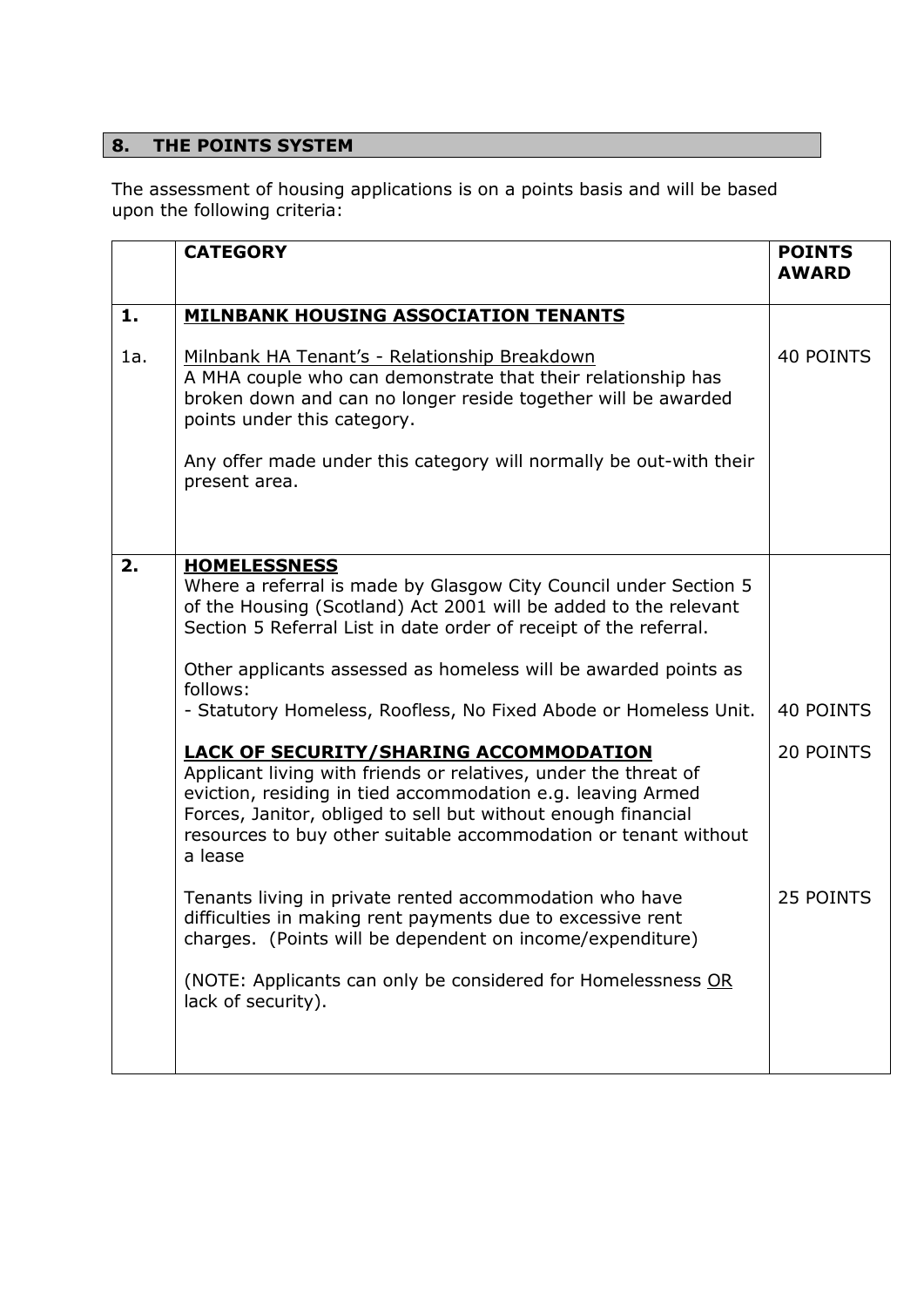## 8. THE POINTS SYSTEM

The assessment of housing applications is on a points basis and will be based upon the following criteria:

| | CATEGORY | POINTS AWARD |
|---|---|---|
| **1.** | **<u>MILNBANK HOUSING ASSOCIATION TENANTS</u>** | |
| 1a. | <u>Milnbank HA Tenant's - Relationship Breakdown</u><br>A MHA couple who can demonstrate that their relationship has broken down and can no longer reside together will be awarded points under this category.<br><br>Any offer made under this category will normally be out-with their present area. | 40 POINTS |
| **2.** | **<u>HOMELESSNESS</u>**<br>Where a referral is made by Glasgow City Council under Section 5 of the Housing (Scotland) Act 2001 will be added to the relevant Section 5 Referral List in date order of receipt of the referral.<br><br>Other applicants assessed as homeless will be awarded points as follows:<br>- Statutory Homeless, Roofless, No Fixed Abode or Homeless Unit. | 40 POINTS |
| | **<u>LACK OF SECURITY/SHARING ACCOMMODATION</u>**<br>Applicant living with friends or relatives, under the threat of eviction, residing in tied accommodation e.g. leaving Armed Forces, Janitor, obliged to sell but without enough financial resources to buy other suitable accommodation or tenant without a lease | 20 POINTS |
| | Tenants living in private rented accommodation who have difficulties in making rent payments due to excessive rent charges. (Points will be dependent on income/expenditure)<br><br>(NOTE: Applicants can only be considered for Homelessness <u>OR</u> lack of security). | 25 POINTS |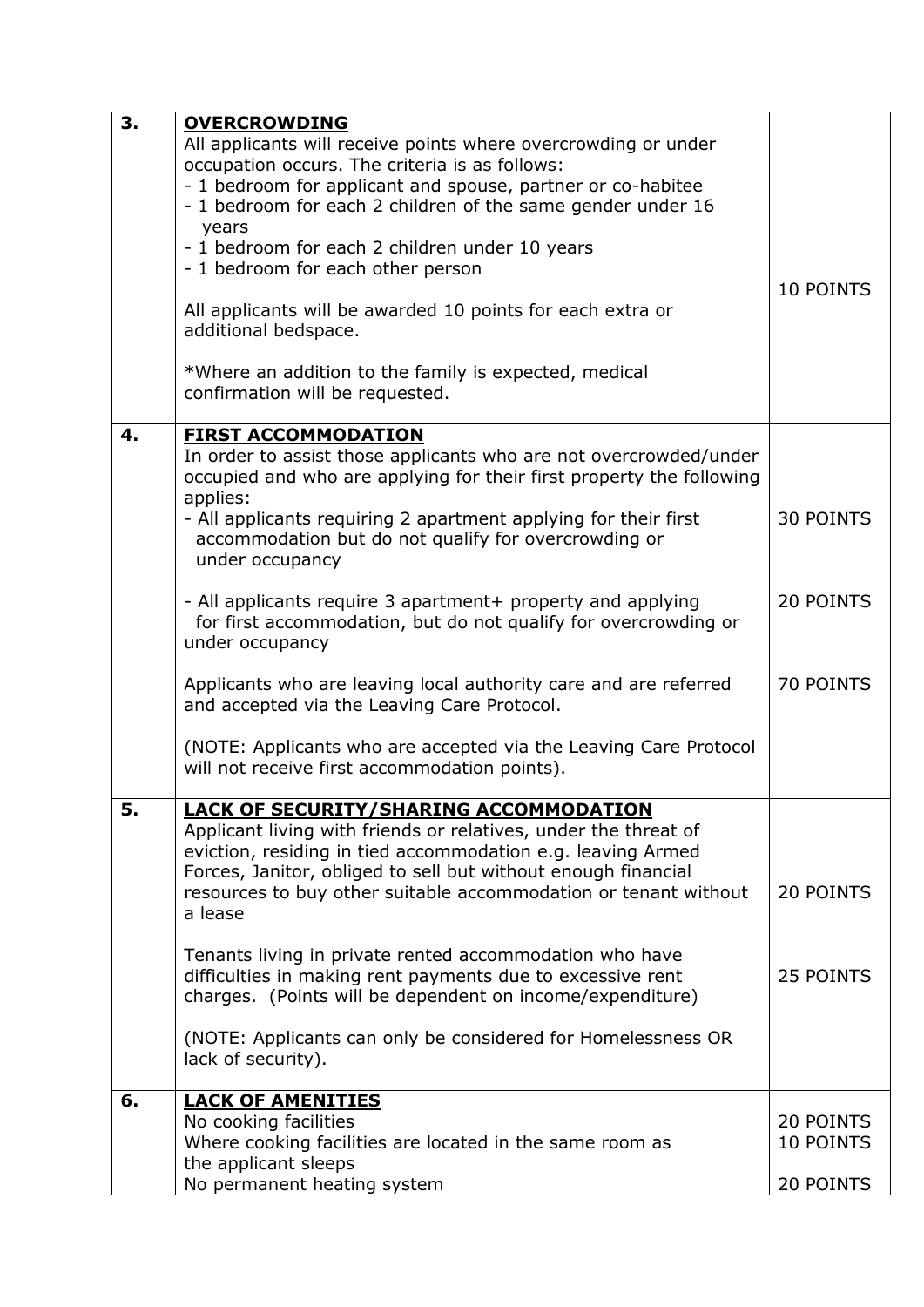| | | |
|---|---|---|
| **3.** | **<u>OVERCROWDING</u>**<br>All applicants will receive points where overcrowding or under occupation occurs. The criteria is as follows:<br>- 1 bedroom for applicant and spouse, partner or co-habitee<br>- 1 bedroom for each 2 children of the same gender under 16 years<br>- 1 bedroom for each 2 children under 10 years<br>- 1 bedroom for each other person<br><br>All applicants will be awarded 10 points for each extra or additional bedspace.<br><br>*Where an addition to the family is expected, medical confirmation will be requested. | 10 POINTS |
| **4.** | **<u>FIRST ACCOMMODATION</u>**<br>In order to assist those applicants who are not overcrowded/under occupied and who are applying for their first property the following applies:<br>- All applicants requiring 2 apartment applying for their first accommodation but do not qualify for overcrowding or under occupancy | 30 POINTS |
| | - All applicants require 3 apartment+ property and applying for first accommodation, but do not qualify for overcrowding or under occupancy | 20 POINTS |
| | Applicants who are leaving local authority care and are referred and accepted via the Leaving Care Protocol.<br><br>(NOTE: Applicants who are accepted via the Leaving Care Protocol will not receive first accommodation points). | 70 POINTS |
| **5.** | **<u>LACK OF SECURITY/SHARING ACCOMMODATION</u>**<br>Applicant living with friends or relatives, under the threat of eviction, residing in tied accommodation e.g. leaving Armed Forces, Janitor, obliged to sell but without enough financial resources to buy other suitable accommodation or tenant without a lease | 20 POINTS |
| | Tenants living in private rented accommodation who have difficulties in making rent payments due to excessive rent charges. (Points will be dependent on income/expenditure)<br><br>(NOTE: Applicants can only be considered for Homelessness <u>OR</u> lack of security). | 25 POINTS |
| **6.** | **<u>LACK OF AMENITIES</u>**<br>No cooking facilities | 20 POINTS |
| | Where cooking facilities are located in the same room as the applicant sleeps | 10 POINTS |
| | No permanent heating system | 20 POINTS |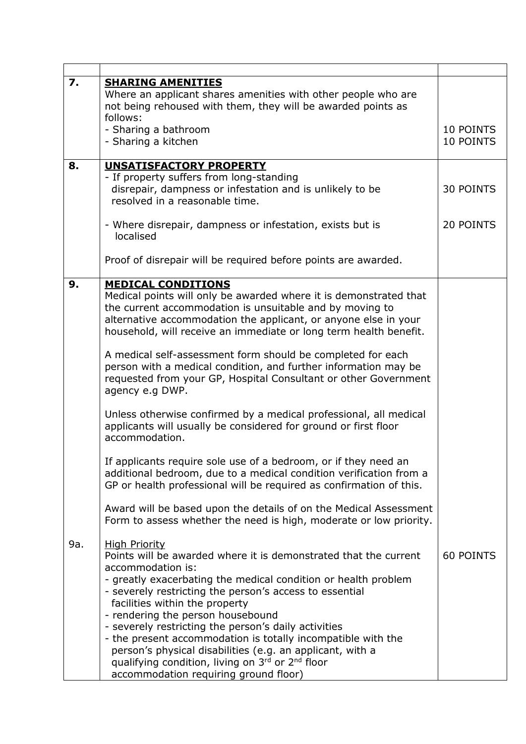| | | |
|---|---|---|
| **7.** | **SHARING AMENITIES**<br>Where an applicant shares amenities with other people who are not being rehoused with them, they will be awarded points as follows:<br>- Sharing a bathroom<br>- Sharing a kitchen | <br><br><br>10 POINTS<br>10 POINTS |
| **8.** | **UNSATISFACTORY PROPERTY**<br>- If property suffers from long-standing disrepair, dampness or infestation and is unlikely to be resolved in a reasonable time.<br><br>- Where disrepair, dampness or infestation, exists but is localised<br><br>Proof of disrepair will be required before points are awarded. | <br>30 POINTS<br><br>20 POINTS |
| **9.** | **MEDICAL CONDITIONS**<br>Medical points will only be awarded where it is demonstrated that the current accommodation is unsuitable and by moving to alternative accommodation the applicant, or anyone else in your household, will receive an immediate or long term health benefit.<br><br>A medical self-assessment form should be completed for each person with a medical condition, and further information may be requested from your GP, Hospital Consultant or other Government agency e.g DWP.<br><br>Unless otherwise confirmed by a medical professional, all medical applicants will usually be considered for ground or first floor accommodation.<br><br>If applicants require sole use of a bedroom, or if they need an additional bedroom, due to a medical condition verification from a GP or health professional will be required as confirmation of this.<br><br>Award will be based upon the details of on the Medical Assessment Form to assess whether the need is high, moderate or low priority. | |
| 9a. | High Priority<br>Points will be awarded where it is demonstrated that the current accommodation is:<br>- greatly exacerbating the medical condition or health problem<br>- severely restricting the person's access to essential facilities within the property<br>- rendering the person housebound<br>- severely restricting the person's daily activities<br>- the present accommodation is totally incompatible with the person's physical disabilities (e.g. an applicant, with a qualifying condition, living on 3rd or 2nd floor accommodation requiring ground floor) | 60 POINTS |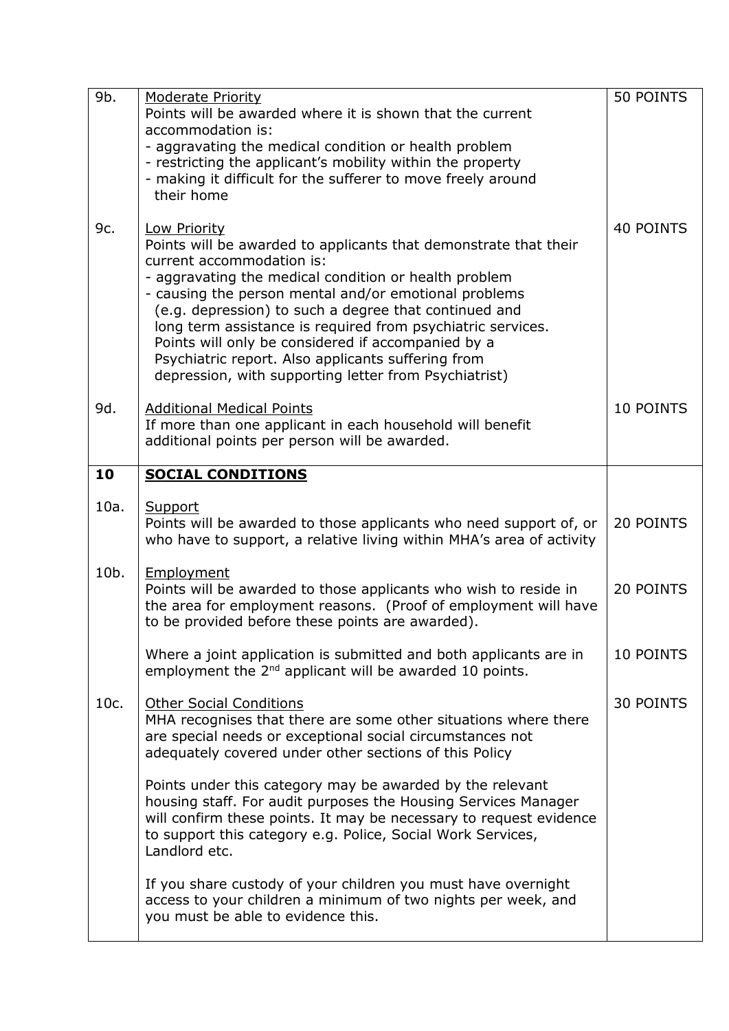| | | |
|---|---|---|
| 9b. | <u>Moderate Priority</u><br>Points will be awarded where it is shown that the current accommodation is:<br>- aggravating the medical condition or health problem<br>- restricting the applicant's mobility within the property<br>- making it difficult for the sufferer to move freely around their home | 50 POINTS |
| 9c. | <u>Low Priority</u><br>Points will be awarded to applicants that demonstrate that their current accommodation is:<br>- aggravating the medical condition or health problem<br>- causing the person mental and/or emotional problems (e.g. depression) to such a degree that continued and long term assistance is required from psychiatric services. Points will only be considered if accompanied by a Psychiatric report. Also applicants suffering from depression, with supporting letter from Psychiatrist) | 40 POINTS |
| 9d. | <u>Additional Medical Points</u><br>If more than one applicant in each household will benefit additional points per person will be awarded. | 10 POINTS |
| **10** | **<u>SOCIAL CONDITIONS</u>** | |
| 10a. | <u>Support</u><br>Points will be awarded to those applicants who need support of, or who have to support, a relative living within MHA's area of activity | 20 POINTS |
| 10b. | <u>Employment</u><br>Points will be awarded to those applicants who wish to reside in the area for employment reasons. (Proof of employment will have to be provided before these points are awarded). | 20 POINTS |
| | Where a joint application is submitted and both applicants are in employment the 2nd applicant will be awarded 10 points. | 10 POINTS |
| 10c. | <u>Other Social Conditions</u><br>MHA recognises that there are some other situations where there are special needs or exceptional social circumstances not adequately covered under other sections of this Policy<br><br>Points under this category may be awarded by the relevant housing staff. For audit purposes the Housing Services Manager will confirm these points. It may be necessary to request evidence to support this category e.g. Police, Social Work Services, Landlord etc.<br><br>If you share custody of your children you must have overnight access to your children a minimum of two nights per week, and you must be able to evidence this. | 30 POINTS |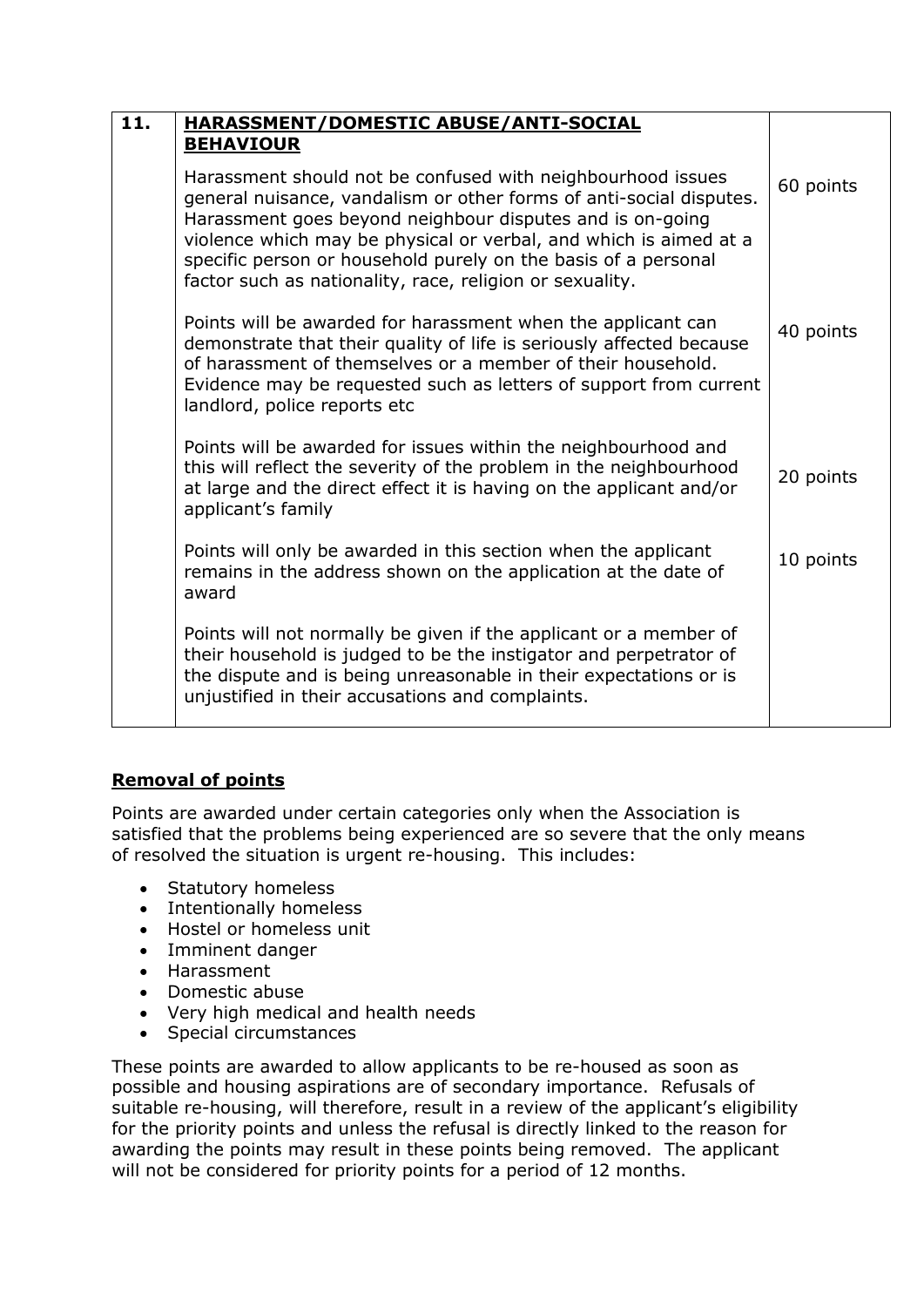| 11. | **HARASSMENT/DOMESTIC ABUSE/ANTI-SOCIAL BEHAVIOUR** | |
|---|---|---|
| | Harassment should not be confused with neighbourhood issues general nuisance, vandalism or other forms of anti-social disputes. Harassment goes beyond neighbour disputes and is on-going violence which may be physical or verbal, and which is aimed at a specific person or household purely on the basis of a personal factor such as nationality, race, religion or sexuality. | 60 points |
| | Points will be awarded for harassment when the applicant can demonstrate that their quality of life is seriously affected because of harassment of themselves or a member of their household. Evidence may be requested such as letters of support from current landlord, police reports etc | 40 points |
| | Points will be awarded for issues within the neighbourhood and this will reflect the severity of the problem in the neighbourhood at large and the direct effect it is having on the applicant and/or applicant's family | 20 points |
| | Points will only be awarded in this section when the applicant remains in the address shown on the application at the date of award | 10 points |
| | Points will not normally be given if the applicant or a member of their household is judged to be the instigator and perpetrator of the dispute and is being unreasonable in their expectations or is unjustified in their accusations and complaints. | |

**Removal of points**

Points are awarded under certain categories only when the Association is satisfied that the problems being experienced are so severe that the only means of resolved the situation is urgent re-housing. This includes:

- Statutory homeless
- Intentionally homeless
- Hostel or homeless unit
- Imminent danger
- Harassment
- Domestic abuse
- Very high medical and health needs
- Special circumstances

These points are awarded to allow applicants to be re-housed as soon as possible and housing aspirations are of secondary importance. Refusals of suitable re-housing, will therefore, result in a review of the applicant's eligibility for the priority points and unless the refusal is directly linked to the reason for awarding the points may result in these points being removed. The applicant will not be considered for priority points for a period of 12 months.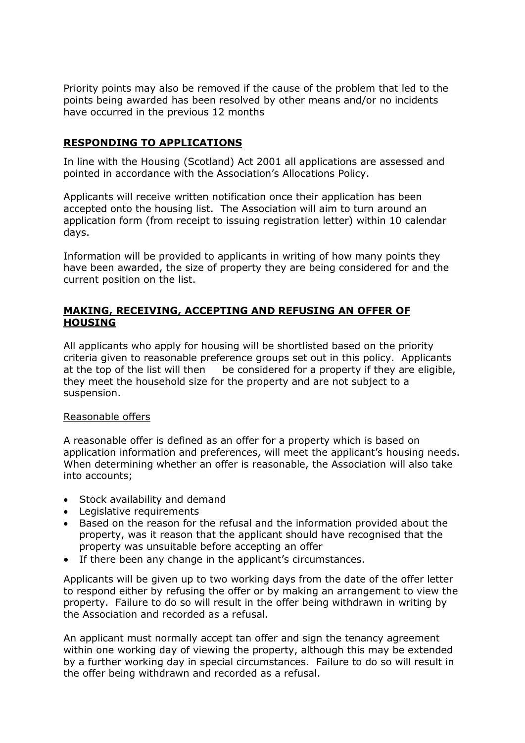Priority points may also be removed if the cause of the problem that led to the points being awarded has been resolved by other means and/or no incidents have occurred in the previous 12 months

## RESPONDING TO APPLICATIONS

In line with the Housing (Scotland) Act 2001 all applications are assessed and pointed in accordance with the Association's Allocations Policy.

Applicants will receive written notification once their application has been accepted onto the housing list. The Association will aim to turn around an application form (from receipt to issuing registration letter) within 10 calendar days.

Information will be provided to applicants in writing of how many points they have been awarded, the size of property they are being considered for and the current position on the list.

## MAKING, RECEIVING, ACCEPTING AND REFUSING AN OFFER OF HOUSING

All applicants who apply for housing will be shortlisted based on the priority criteria given to reasonable preference groups set out in this policy. Applicants at the top of the list will then be considered for a property if they are eligible, they meet the household size for the property and are not subject to a suspension.

### Reasonable offers

A reasonable offer is defined as an offer for a property which is based on application information and preferences, will meet the applicant's housing needs. When determining whether an offer is reasonable, the Association will also take into accounts;

- Stock availability and demand
- Legislative requirements
- Based on the reason for the refusal and the information provided about the property, was it reason that the applicant should have recognised that the property was unsuitable before accepting an offer
- If there been any change in the applicant's circumstances.

Applicants will be given up to two working days from the date of the offer letter to respond either by refusing the offer or by making an arrangement to view the property. Failure to do so will result in the offer being withdrawn in writing by the Association and recorded as a refusal.

An applicant must normally accept tan offer and sign the tenancy agreement within one working day of viewing the property, although this may be extended by a further working day in special circumstances. Failure to do so will result in the offer being withdrawn and recorded as a refusal.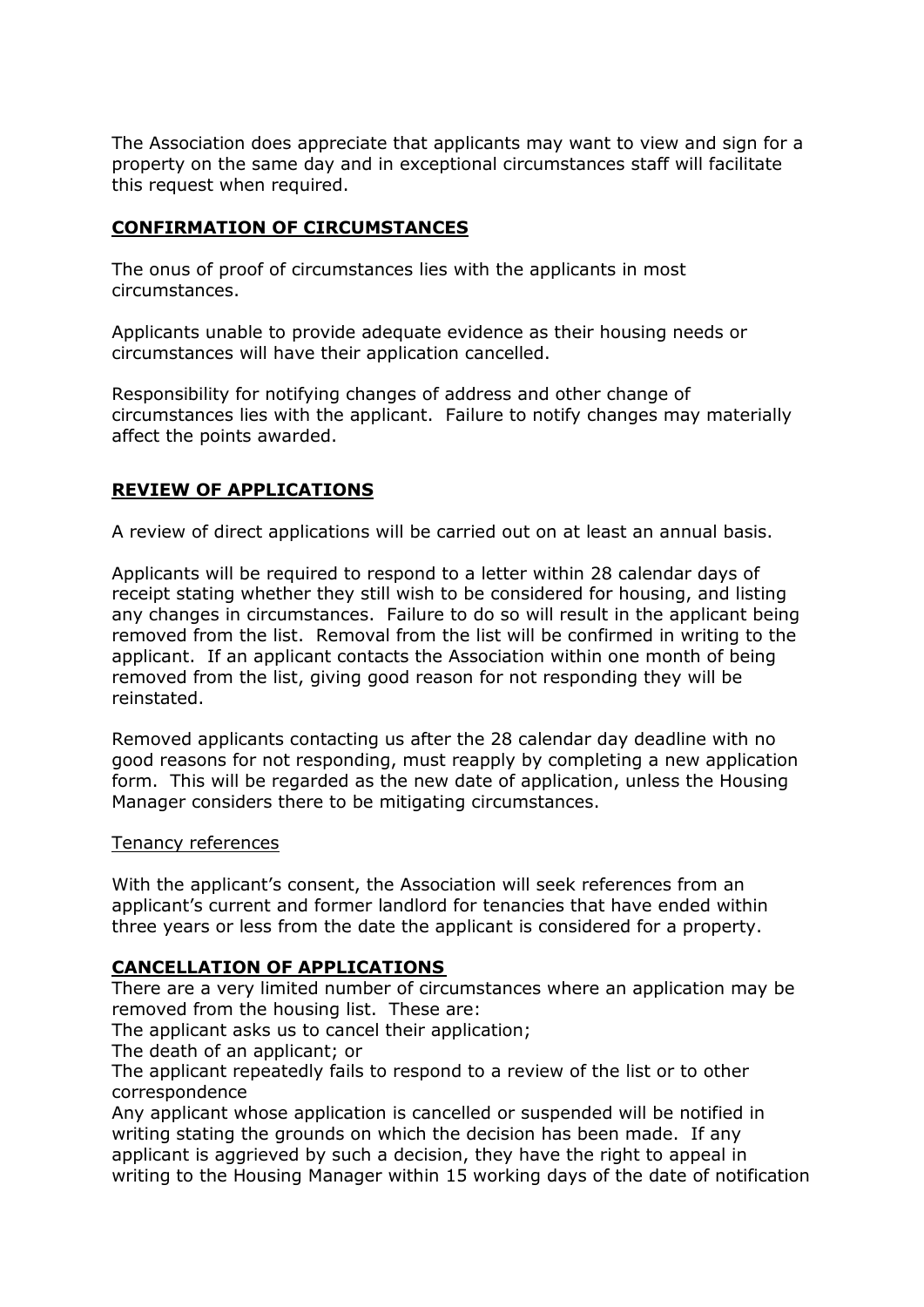The Association does appreciate that applicants may want to view and sign for a property on the same day and in exceptional circumstances staff will facilitate this request when required.

## CONFIRMATION OF CIRCUMSTANCES

The onus of proof of circumstances lies with the applicants in most circumstances.

Applicants unable to provide adequate evidence as their housing needs or circumstances will have their application cancelled.

Responsibility for notifying changes of address and other change of circumstances lies with the applicant. Failure to notify changes may materially affect the points awarded.

## REVIEW OF APPLICATIONS

A review of direct applications will be carried out on at least an annual basis.

Applicants will be required to respond to a letter within 28 calendar days of receipt stating whether they still wish to be considered for housing, and listing any changes in circumstances. Failure to do so will result in the applicant being removed from the list. Removal from the list will be confirmed in writing to the applicant. If an applicant contacts the Association within one month of being removed from the list, giving good reason for not responding they will be reinstated.

Removed applicants contacting us after the 28 calendar day deadline with no good reasons for not responding, must reapply by completing a new application form. This will be regarded as the new date of application, unless the Housing Manager considers there to be mitigating circumstances.

### Tenancy references

With the applicant's consent, the Association will seek references from an applicant's current and former landlord for tenancies that have ended within three years or less from the date the applicant is considered for a property.

## CANCELLATION OF APPLICATIONS

There are a very limited number of circumstances where an application may be removed from the housing list. These are:

The applicant asks us to cancel their application;

The death of an applicant; or

The applicant repeatedly fails to respond to a review of the list or to other correspondence

Any applicant whose application is cancelled or suspended will be notified in writing stating the grounds on which the decision has been made. If any applicant is aggrieved by such a decision, they have the right to appeal in writing to the Housing Manager within 15 working days of the date of notification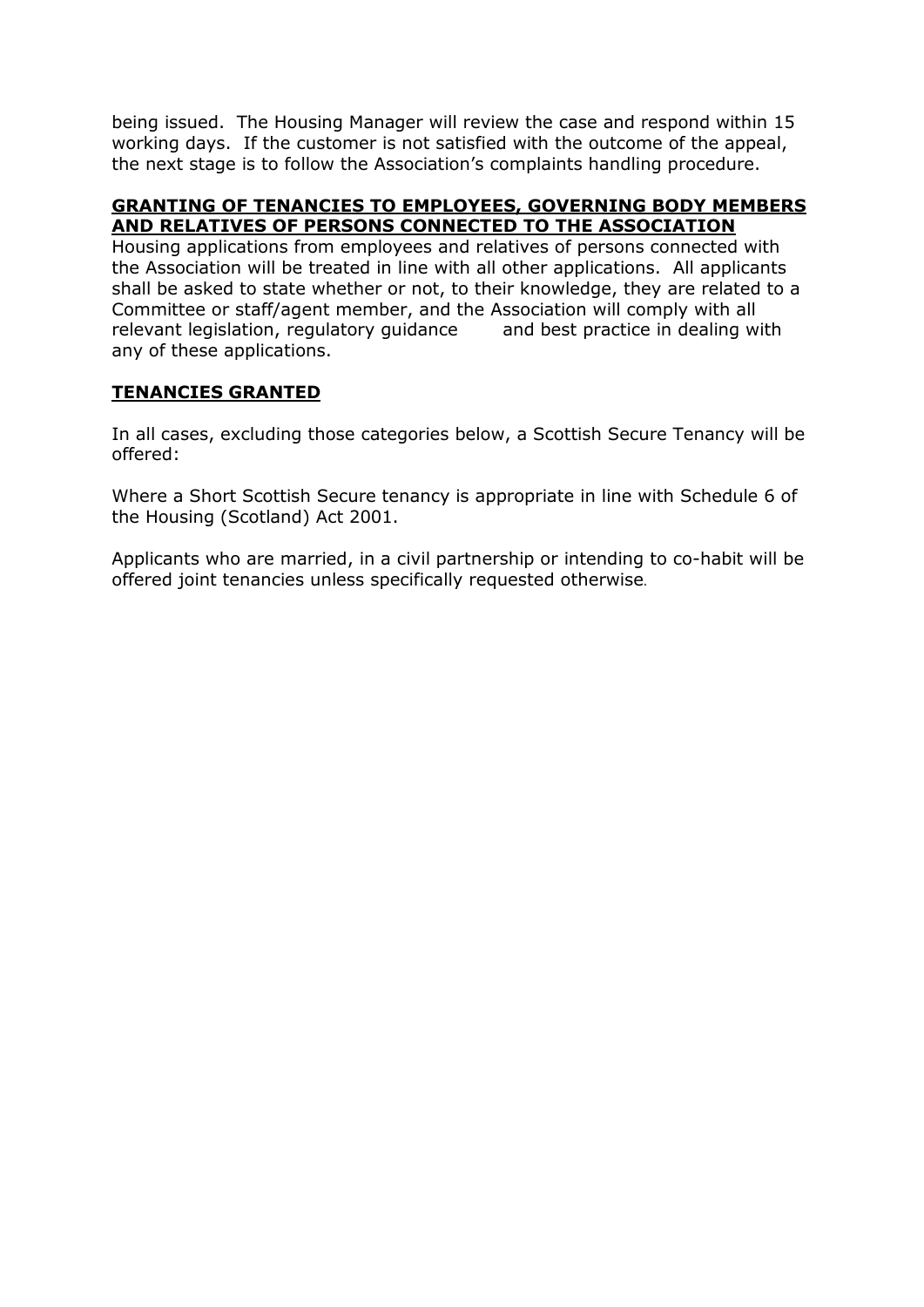being issued. The Housing Manager will review the case and respond within 15 working days. If the customer is not satisfied with the outcome of the appeal, the next stage is to follow the Association's complaints handling procedure.

## **GRANTING OF TENANCIES TO EMPLOYEES, GOVERNING BODY MEMBERS AND RELATIVES OF PERSONS CONNECTED TO THE ASSOCIATION**

Housing applications from employees and relatives of persons connected with the Association will be treated in line with all other applications. All applicants shall be asked to state whether or not, to their knowledge, they are related to a Committee or staff/agent member, and the Association will comply with all relevant legislation, regulatory guidance and best practice in dealing with any of these applications.

## **TENANCIES GRANTED**

In all cases, excluding those categories below, a Scottish Secure Tenancy will be offered:

Where a Short Scottish Secure tenancy is appropriate in line with Schedule 6 of the Housing (Scotland) Act 2001.

Applicants who are married, in a civil partnership or intending to co-habit will be offered joint tenancies unless specifically requested otherwise.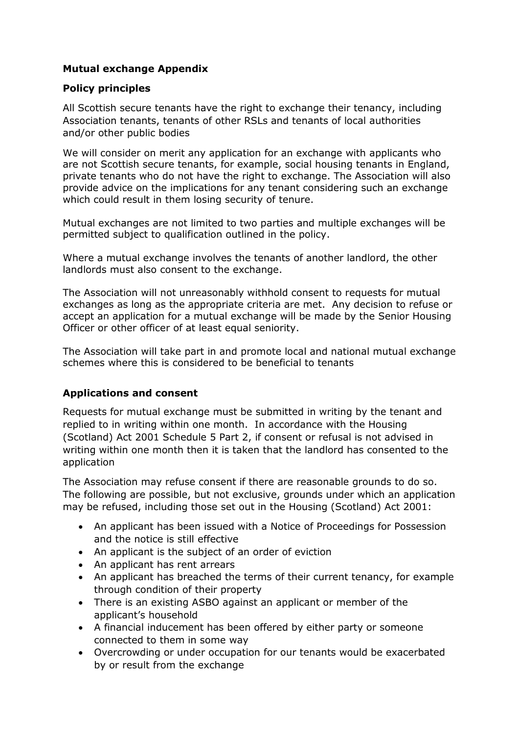**Mutual exchange Appendix**

**Policy principles**

All Scottish secure tenants have the right to exchange their tenancy, including Association tenants, tenants of other RSLs and tenants of local authorities and/or other public bodies

We will consider on merit any application for an exchange with applicants who are not Scottish secure tenants, for example, social housing tenants in England, private tenants who do not have the right to exchange. The Association will also provide advice on the implications for any tenant considering such an exchange which could result in them losing security of tenure.

Mutual exchanges are not limited to two parties and multiple exchanges will be permitted subject to qualification outlined in the policy.

Where a mutual exchange involves the tenants of another landlord, the other landlords must also consent to the exchange.

The Association will not unreasonably withhold consent to requests for mutual exchanges as long as the appropriate criteria are met. Any decision to refuse or accept an application for a mutual exchange will be made by the Senior Housing Officer or other officer of at least equal seniority.

The Association will take part in and promote local and national mutual exchange schemes where this is considered to be beneficial to tenants

**Applications and consent**

Requests for mutual exchange must be submitted in writing by the tenant and replied to in writing within one month. In accordance with the Housing (Scotland) Act 2001 Schedule 5 Part 2, if consent or refusal is not advised in writing within one month then it is taken that the landlord has consented to the application

The Association may refuse consent if there are reasonable grounds to do so. The following are possible, but not exclusive, grounds under which an application may be refused, including those set out in the Housing (Scotland) Act 2001:

- An applicant has been issued with a Notice of Proceedings for Possession and the notice is still effective
- An applicant is the subject of an order of eviction
- An applicant has rent arrears
- An applicant has breached the terms of their current tenancy, for example through condition of their property
- There is an existing ASBO against an applicant or member of the applicant's household
- A financial inducement has been offered by either party or someone connected to them in some way
- Overcrowding or under occupation for our tenants would be exacerbated by or result from the exchange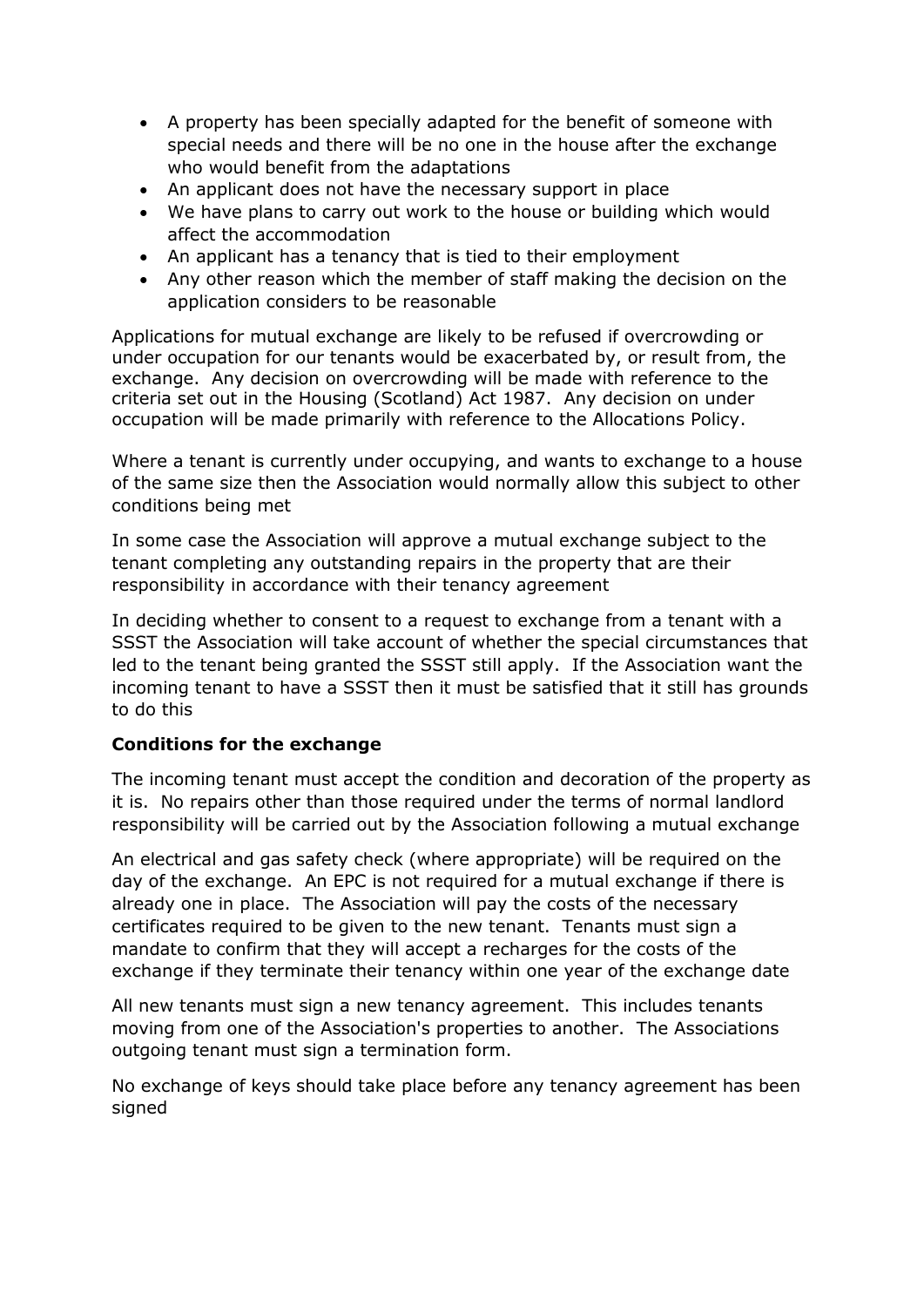- A property has been specially adapted for the benefit of someone with special needs and there will be no one in the house after the exchange who would benefit from the adaptations
- An applicant does not have the necessary support in place
- We have plans to carry out work to the house or building which would affect the accommodation
- An applicant has a tenancy that is tied to their employment
- Any other reason which the member of staff making the decision on the application considers to be reasonable

Applications for mutual exchange are likely to be refused if overcrowding or under occupation for our tenants would be exacerbated by, or result from, the exchange. Any decision on overcrowding will be made with reference to the criteria set out in the Housing (Scotland) Act 1987. Any decision on under occupation will be made primarily with reference to the Allocations Policy.

Where a tenant is currently under occupying, and wants to exchange to a house of the same size then the Association would normally allow this subject to other conditions being met

In some case the Association will approve a mutual exchange subject to the tenant completing any outstanding repairs in the property that are their responsibility in accordance with their tenancy agreement

In deciding whether to consent to a request to exchange from a tenant with a SSST the Association will take account of whether the special circumstances that led to the tenant being granted the SSST still apply. If the Association want the incoming tenant to have a SSST then it must be satisfied that it still has grounds to do this

**Conditions for the exchange**

The incoming tenant must accept the condition and decoration of the property as it is. No repairs other than those required under the terms of normal landlord responsibility will be carried out by the Association following a mutual exchange

An electrical and gas safety check (where appropriate) will be required on the day of the exchange. An EPC is not required for a mutual exchange if there is already one in place. The Association will pay the costs of the necessary certificates required to be given to the new tenant. Tenants must sign a mandate to confirm that they will accept a recharges for the costs of the exchange if they terminate their tenancy within one year of the exchange date

All new tenants must sign a new tenancy agreement. This includes tenants moving from one of the Association's properties to another. The Associations outgoing tenant must sign a termination form.

No exchange of keys should take place before any tenancy agreement has been signed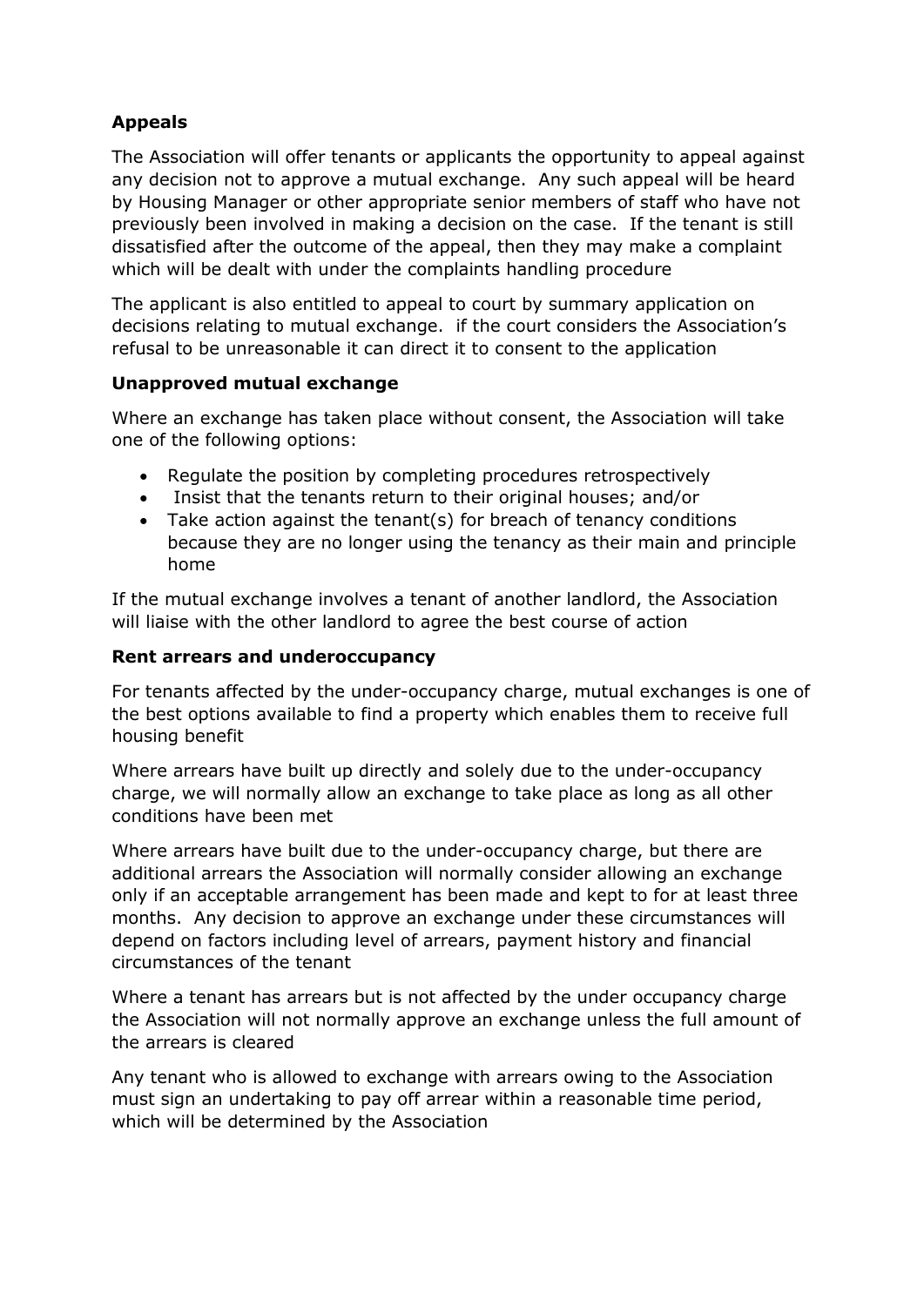**Appeals**

The Association will offer tenants or applicants the opportunity to appeal against any decision not to approve a mutual exchange. Any such appeal will be heard by Housing Manager or other appropriate senior members of staff who have not previously been involved in making a decision on the case. If the tenant is still dissatisfied after the outcome of the appeal, then they may make a complaint which will be dealt with under the complaints handling procedure

The applicant is also entitled to appeal to court by summary application on decisions relating to mutual exchange. if the court considers the Association's refusal to be unreasonable it can direct it to consent to the application

**Unapproved mutual exchange**

Where an exchange has taken place without consent, the Association will take one of the following options:

- Regulate the position by completing procedures retrospectively
- Insist that the tenants return to their original houses; and/or
- Take action against the tenant(s) for breach of tenancy conditions because they are no longer using the tenancy as their main and principle home

If the mutual exchange involves a tenant of another landlord, the Association will liaise with the other landlord to agree the best course of action

**Rent arrears and underoccupancy**

For tenants affected by the under-occupancy charge, mutual exchanges is one of the best options available to find a property which enables them to receive full housing benefit

Where arrears have built up directly and solely due to the under-occupancy charge, we will normally allow an exchange to take place as long as all other conditions have been met

Where arrears have built due to the under-occupancy charge, but there are additional arrears the Association will normally consider allowing an exchange only if an acceptable arrangement has been made and kept to for at least three months. Any decision to approve an exchange under these circumstances will depend on factors including level of arrears, payment history and financial circumstances of the tenant

Where a tenant has arrears but is not affected by the under occupancy charge the Association will not normally approve an exchange unless the full amount of the arrears is cleared

Any tenant who is allowed to exchange with arrears owing to the Association must sign an undertaking to pay off arrear within a reasonable time period, which will be determined by the Association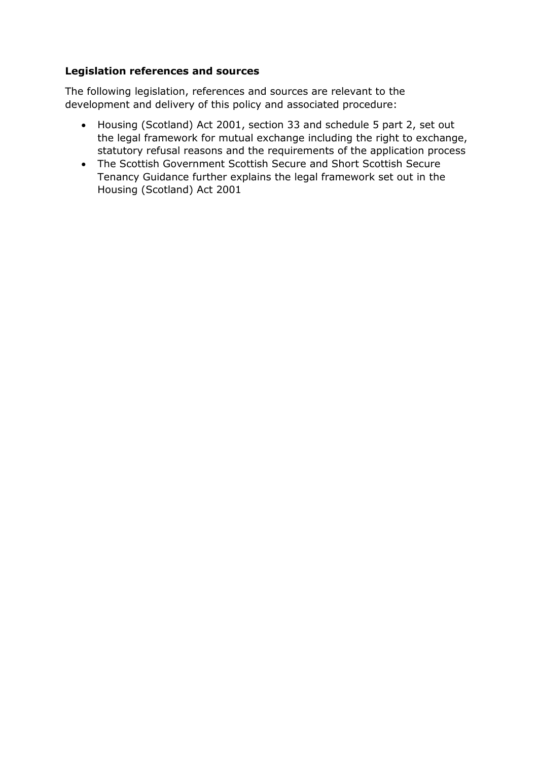**Legislation references and sources**

The following legislation, references and sources are relevant to the development and delivery of this policy and associated procedure:

- Housing (Scotland) Act 2001, section 33 and schedule 5 part 2, set out the legal framework for mutual exchange including the right to exchange, statutory refusal reasons and the requirements of the application process
- The Scottish Government Scottish Secure and Short Scottish Secure Tenancy Guidance further explains the legal framework set out in the Housing (Scotland) Act 2001